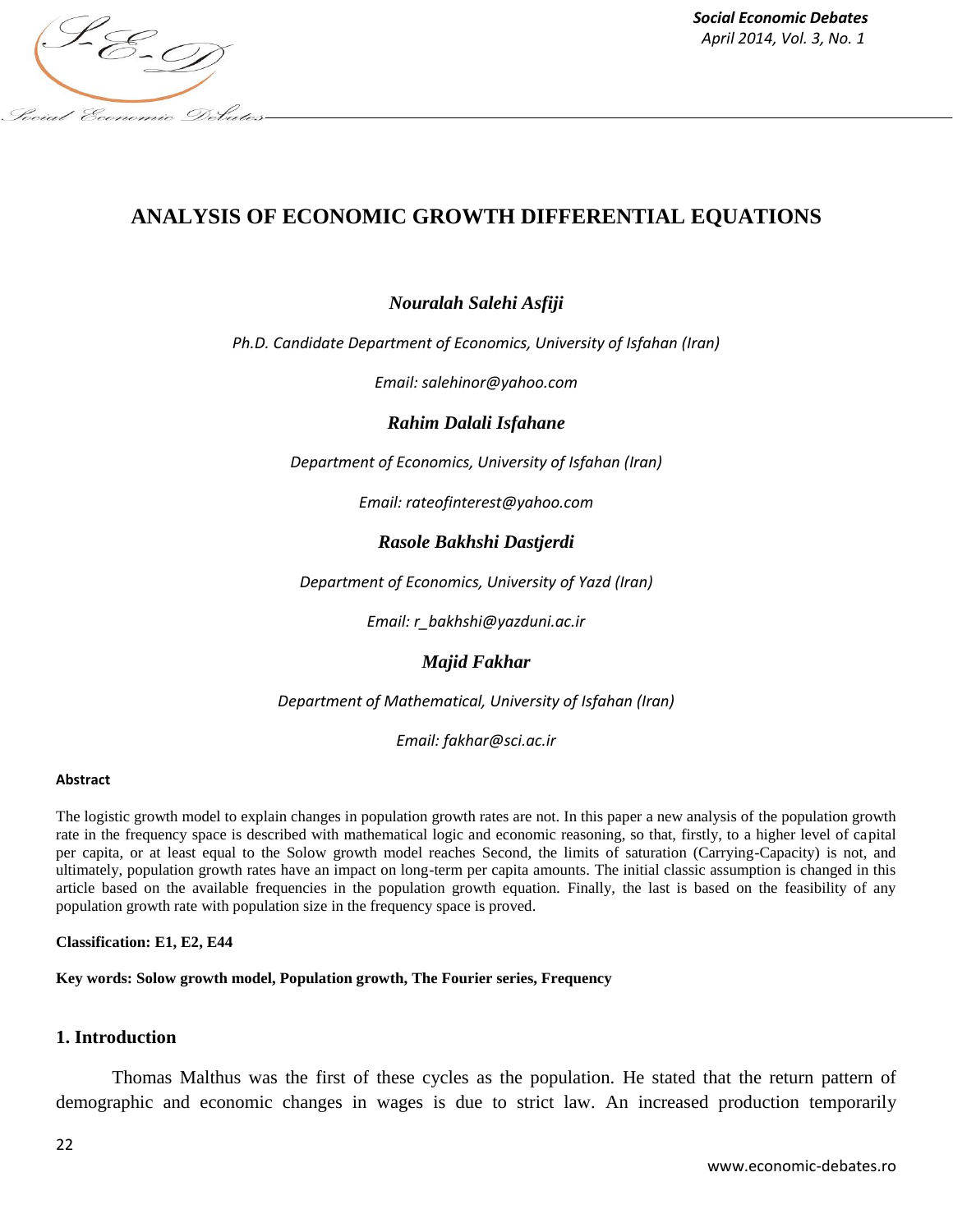# ANALYSIS OF ECONOMIC GROWTH DIFFERENTIAL EQUATIONS

***Nouralah Salehi Asfiji***

*Ph.D. Candidate Department of Economics, University of Isfahan (Iran)*

*Email: salehinor@yahoo.com*

***Rahim Dalali Isfahane***

*Department of Economics, University of Isfahan (Iran)*

*Email: rateofinterest@yahoo.com*

***Rasole Bakhshi Dastjerdi***

*Department of Economics, University of Yazd (Iran)*

*Email: r_bakhshi@yazduni.ac.ir*

***Majid Fakhar***

*Department of Mathematical, University of Isfahan (Iran)*

*Email: fakhar@sci.ac.ir*

#### Abstract

The logistic growth model to explain changes in population growth rates are not. In this paper a new analysis of the population growth rate in the frequency space is described with mathematical logic and economic reasoning, so that, firstly, to a higher level of capital per capita, or at least equal to the Solow growth model reaches Second, the limits of saturation (Carrying-Capacity) is not, and ultimately, population growth rates have an impact on long-term per capita amounts. The initial classic assumption is changed in this article based on the available frequencies in the population growth equation. Finally, the last is based on the feasibility of any population growth rate with population size in the frequency space is proved.

**Classification: E1, E2, E44**

**Key words: Solow growth model, Population growth, The Fourier series, Frequency**

## 1. Introduction

Thomas Malthus was the first of these cycles as the population. He stated that the return pattern of demographic and economic changes in wages is due to strict law. An increased production temporarily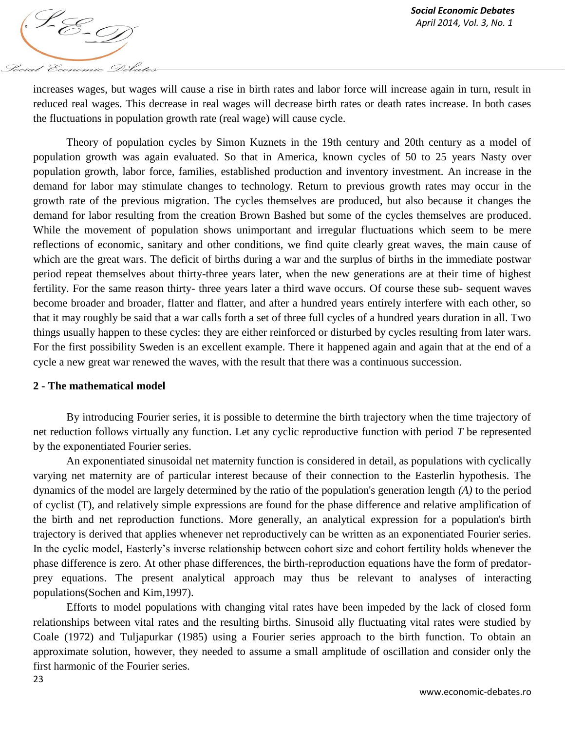increases wages, but wages will cause a rise in birth rates and labor force will increase again in turn, result in reduced real wages. This decrease in real wages will decrease birth rates or death rates increase. In both cases the fluctuations in population growth rate (real wage) will cause cycle.

Theory of population cycles by Simon Kuznets in the 19th century and 20th century as a model of population growth was again evaluated. So that in America, known cycles of 50 to 25 years Nasty over population growth, labor force, families, established production and inventory investment. An increase in the demand for labor may stimulate changes to technology. Return to previous growth rates may occur in the growth rate of the previous migration. The cycles themselves are produced, but also because it changes the demand for labor resulting from the creation Brown Bashed but some of the cycles themselves are produced. While the movement of population shows unimportant and irregular fluctuations which seem to be mere reflections of economic, sanitary and other conditions, we find quite clearly great waves, the main cause of which are the great wars. The deficit of births during a war and the surplus of births in the immediate postwar period repeat themselves about thirty-three years later, when the new generations are at their time of highest fertility. For the same reason thirty- three years later a third wave occurs. Of course these sub- sequent waves become broader and broader, flatter and flatter, and after a hundred years entirely interfere with each other, so that it may roughly be said that a war calls forth a set of three full cycles of a hundred years duration in all. Two things usually happen to these cycles: they are either reinforced or disturbed by cycles resulting from later wars. For the first possibility Sweden is an excellent example. There it happened again and again that at the end of a cycle a new great war renewed the waves, with the result that there was a continuous succession.

**2 - The mathematical model**

By introducing Fourier series, it is possible to determine the birth trajectory when the time trajectory of net reduction follows virtually any function. Let any cyclic reproductive function with period *T* be represented by the exponentiated Fourier series.

An exponentiated sinusoidal net maternity function is considered in detail, as populations with cyclically varying net maternity are of particular interest because of their connection to the Easterlin hypothesis. The dynamics of the model are largely determined by the ratio of the population's generation length *(A)* to the period of cyclist (T), and relatively simple expressions are found for the phase difference and relative amplification of the birth and net reproduction functions. More generally, an analytical expression for a population's birth trajectory is derived that applies whenever net reproductively can be written as an exponentiated Fourier series. In the cyclic model, Easterly's inverse relationship between cohort size and cohort fertility holds whenever the phase difference is zero. At other phase differences, the birth-reproduction equations have the form of predator-prey equations. The present analytical approach may thus be relevant to analyses of interacting populations(Sochen and Kim,1997).

Efforts to model populations with changing vital rates have been impeded by the lack of closed form relationships between vital rates and the resulting births. Sinusoid ally fluctuating vital rates were studied by Coale (1972) and Tuljapurkar (1985) using a Fourier series approach to the birth function. To obtain an approximate solution, however, they needed to assume a small amplitude of oscillation and consider only the first harmonic of the Fourier series.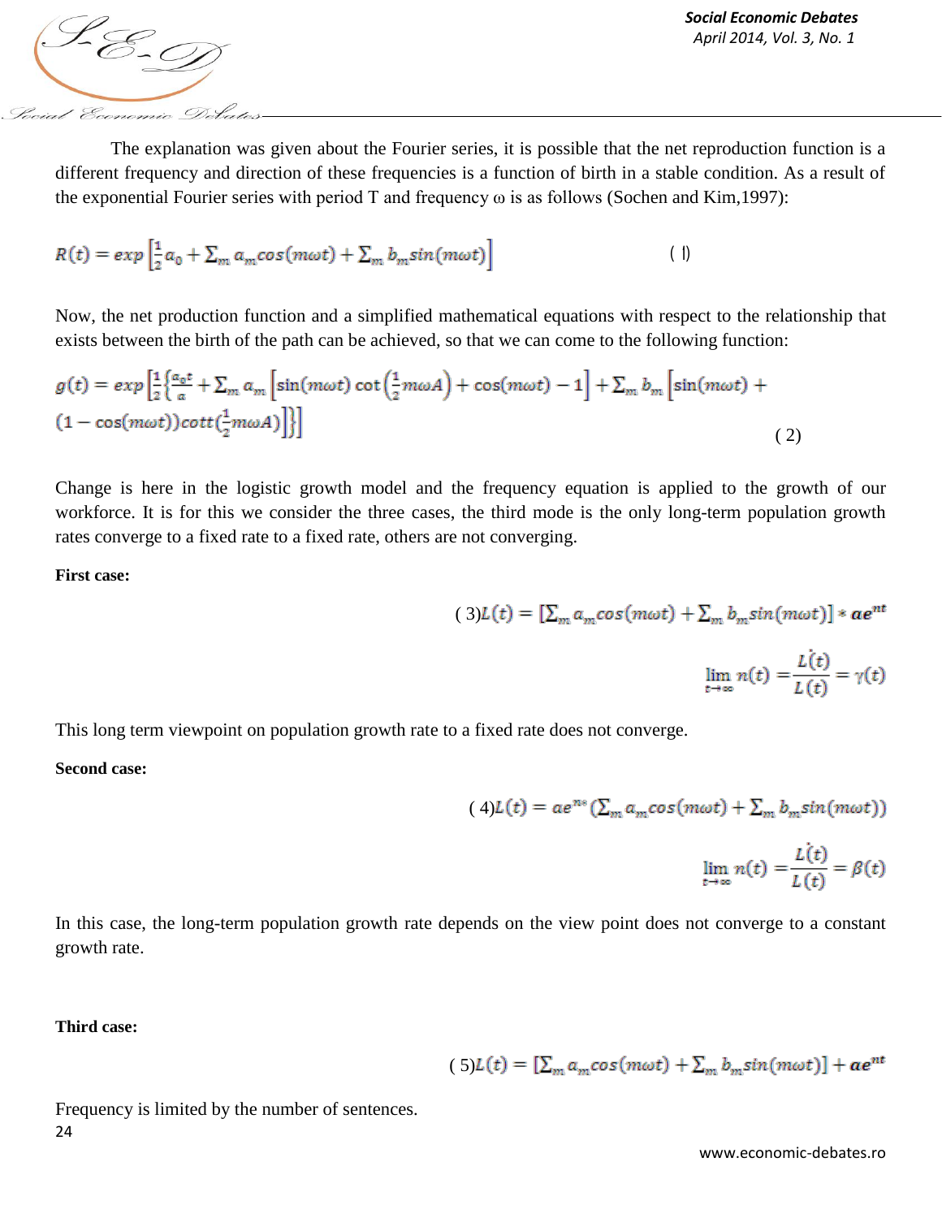The explanation was given about the Fourier series, it is possible that the net reproduction function is a different frequency and direction of these frequencies is a function of birth in a stable condition. As a result of the exponential Fourier series with period T and frequency ω is as follows (Sochen and Kim,1997):

$$R(t) = exp\left[\frac{1}{2}a_0 + \sum_m a_m cos(m\omega t) + \sum_m b_m sin(m\omega t)\right] \qquad (1)$$

Now, the net production function and a simplified mathematical equations with respect to the relationship that exists between the birth of the path can be achieved, so that we can come to the following function:

$$g(t) = exp\left[\frac{1}{2}\left\{\frac{a_0 t}{a} + \sum_m a_m \left[\sin(m\omega t)\cot\left(\frac{1}{2}m\omega A\right) + \cos(m\omega t) - 1\right] + \sum_m b_m \left[\sin(m\omega t) + (1-\cos(m\omega t))cott\left(\frac{1}{2}m\omega A\right)\right]\right\}\right] \qquad (2)$$

Change is here in the logistic growth model and the frequency equation is applied to the growth of our workforce. It is for this we consider the three cases, the third mode is the only long-term population growth rates converge to a fixed rate to a fixed rate, others are not converging.

**First case:**

$$(3)\quad L(t) = \left[\sum_m a_m cos(m\omega t) + \sum_m b_m sin(m\omega t)\right] * \boldsymbol{ae^{nt}}$$

$$\lim_{t\to\infty} n(t) = \frac{\dot{L}(t)}{L(t)} = \gamma(t)$$

This long term viewpoint on population growth rate to a fixed rate does not converge.

**Second case:**

$$(4)\quad L(t) = ae^{n*}\left(\sum_m a_m cos(m\omega t) + \sum_m b_m sin(m\omega t)\right)$$

$$\lim_{t\to\infty} n(t) = \frac{\dot{L}(t)}{L(t)} = \beta(t)$$

In this case, the long-term population growth rate depends on the view point does not converge to a constant growth rate.

**Third case:**

$$(5)\quad L(t) = \left[\sum_m a_m cos(m\omega t) + \sum_m b_m sin(m\omega t)\right] + \boldsymbol{ae^{nt}}$$

Frequency is limited by the number of sentences.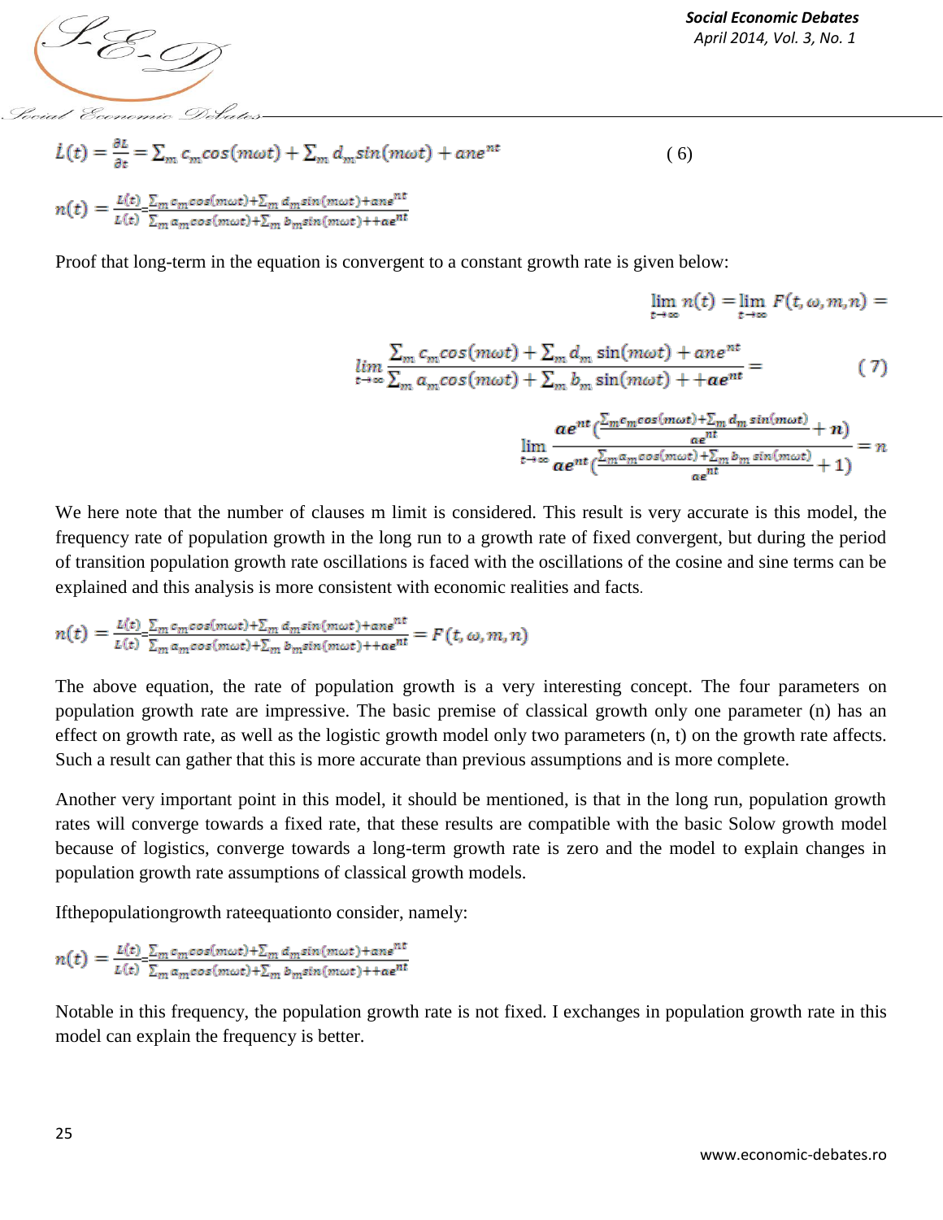$$\dot{L}(t) = \frac{\partial L}{\partial t} = \sum_m c_m cos(m\omega t) + \sum_m d_m sin(m\omega t) + ane^{nt} \tag{6}$$

$$n(t) = \frac{\dot{L}(t)}{L(t)} \frac{\sum_m c_m cos(m\omega t) + \sum_m d_m sin(m\omega t) + ane^{nt}}{\sum_m a_m cos(m\omega t) + \sum_m b_m sin(m\omega t) + + ae^{nt}}$$

Proof that long-term in the equation is convergent to a constant growth rate is given below:

$$\lim_{t \to \infty} n(t) = \lim_{t \to \infty} F(t, \omega, m, n) =$$

$$\lim_{t \to \infty} \frac{\sum_m c_m cos(m\omega t) + \sum_m d_m \sin(m\omega t) + ane^{nt}}{\sum_m a_m cos(m\omega t) + \sum_m b_m \sin(m\omega t) + + ae^{nt}} = \tag{7}$$

$$\lim_{t \to \infty} \frac{ae^{nt} \left( \frac{\sum_m c_m cos(m\omega t) + \sum_m d_m \, sin(m\omega t)}{ae^{nt}} + n \right)}{ae^{nt} \left( \frac{\sum_m a_m cos(m\omega t) + \sum_m b_m \, sin(m\omega t)}{ae^{nt}} + 1 \right)} = n$$

We here note that the number of clauses m limit is considered. This result is very accurate is this model, the frequency rate of population growth in the long run to a growth rate of fixed convergent, but during the period of transition population growth rate oscillations is faced with the oscillations of the cosine and sine terms can be explained and this analysis is more consistent with economic realities and facts.

$$n(t) = \frac{\dot{L}(t)}{L(t)} \frac{\sum_m c_m cos(m\omega t) + \sum_m d_m sin(m\omega t) + ane^{nt}}{\sum_m a_m cos(m\omega t) + \sum_m b_m sin(m\omega t) + + ae^{nt}} = F(t, \omega, m, n)$$

The above equation, the rate of population growth is a very interesting concept. The four parameters on population growth rate are impressive. The basic premise of classical growth only one parameter (n) has an effect on growth rate, as well as the logistic growth model only two parameters (n, t) on the growth rate affects. Such a result can gather that this is more accurate than previous assumptions and is more complete.

Another very important point in this model, it should be mentioned, is that in the long run, population growth rates will converge towards a fixed rate, that these results are compatible with the basic Solow growth model because of logistics, converge towards a long-term growth rate is zero and the model to explain changes in population growth rate assumptions of classical growth models.

Ifthepopulationgrowth rateequationto consider, namely:

$$n(t) = \frac{\dot{L}(t)}{L(t)} \frac{\sum_m c_m cos(m\omega t) + \sum_m d_m sin(m\omega t) + ane^{nt}}{\sum_m a_m cos(m\omega t) + \sum_m b_m sin(m\omega t) + + ae^{nt}}$$

Notable in this frequency, the population growth rate is not fixed. I exchanges in population growth rate in this model can explain the frequency is better.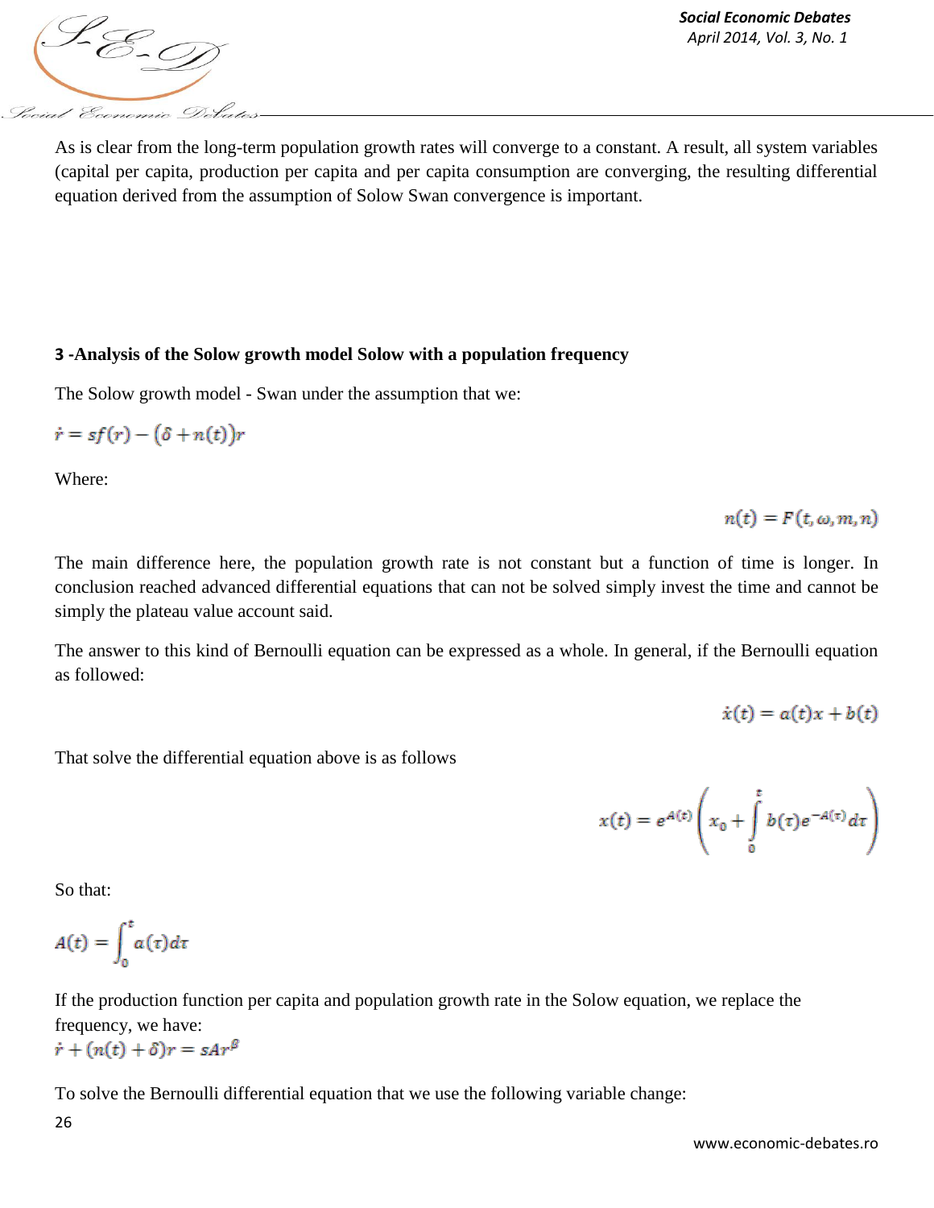As is clear from the long-term population growth rates will converge to a constant. A result, all system variables (capital per capita, production per capita and per capita consumption are converging, the resulting differential equation derived from the assumption of Solow Swan convergence is important.

### 3 -Analysis of the Solow growth model Solow with a population frequency

The Solow growth model - Swan under the assumption that we:

$$\dot{r} = sf(r) - (\delta + n(t))r$$

Where:

$$n(t) = F(t, \omega, m, n)$$

The main difference here, the population growth rate is not constant but a function of time is longer. In conclusion reached advanced differential equations that can not be solved simply invest the time and cannot be simply the plateau value account said.

The answer to this kind of Bernoulli equation can be expressed as a whole. In general, if the Bernoulli equation as followed:

$$\dot{x}(t) = a(t)x + b(t)$$

That solve the differential equation above is as follows

$$x(t) = e^{A(t)}\left(x_0 + \int_0^t b(\tau)e^{-A(\tau)}d\tau\right)$$

So that:

$$A(t) = \int_0^t a(\tau)d\tau$$

If the production function per capita and population growth rate in the Solow equation, we replace the frequency, we have:

$$\dot{r} + (n(t) + \delta)r = sAr^{\beta}$$

To solve the Bernoulli differential equation that we use the following variable change: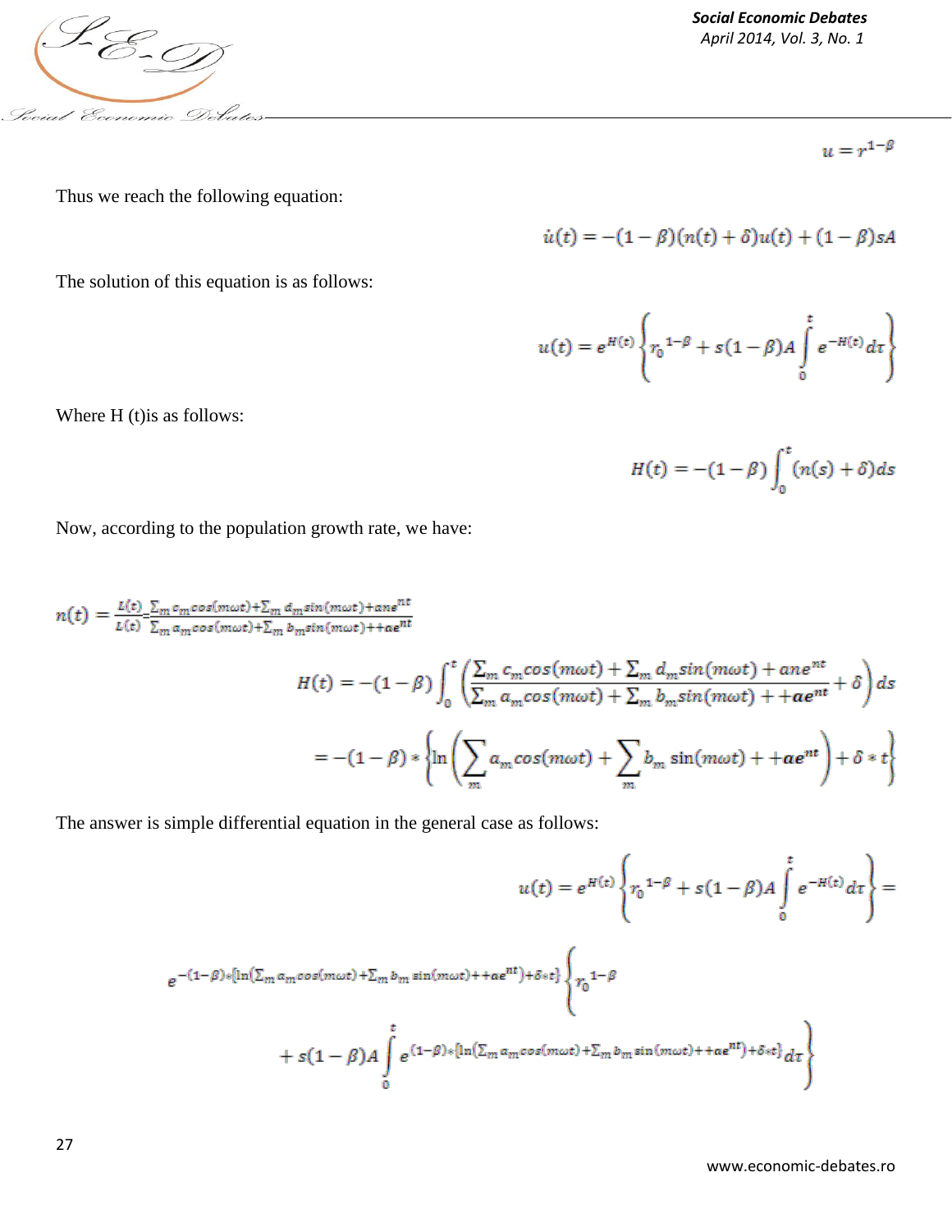$$u = r^{1-\beta}$$

Thus we reach the following equation:

$$\dot{u}(t) = -(1-\beta)(n(t)+\delta)u(t) + (1-\beta)sA$$

The solution of this equation is as follows:

$$u(t) = e^{H(t)}\left\{ r_0^{\,1-\beta} + s(1-\beta)A\int_0^t e^{-H(t)}d\tau \right\}$$

Where H (t)is as follows:

$$H(t) = -(1-\beta)\int_0^t (n(s)+\delta)ds$$

Now, according to the population growth rate, we have:

$$n(t) = \frac{\dot{L}(t)}{L(t)} = \frac{\sum_m c_m cos(m\omega t) + \sum_m d_m sin(m\omega t) + ane^{nt}}{\sum_m a_m cos(m\omega t) + \sum_m b_m sin(m\omega t) + +\alpha e^{nt}}$$

$$H(t) = -(1-\beta)\int_0^t \left( \frac{\sum_m c_m cos(m\omega t) + \sum_m d_m sin(m\omega t) + ane^{nt}}{\sum_m a_m cos(m\omega t) + \sum_m b_m sin(m\omega t) + +\boldsymbol{\alpha e^{nt}}} + \delta \right) ds$$

$$= -(1-\beta) * \left\{ \ln\left( \sum_m a_m cos(m\omega t) + \sum_m b_m \sin(m\omega t) + +\boldsymbol{\alpha e^{nt}} \right) + \delta * t \right\}$$

The answer is simple differential equation in the general case as follows:

$$u(t) = e^{H(t)}\left\{ r_0^{\,1-\beta} + s(1-\beta)A\int_0^t e^{-H(t)}d\tau \right\} =$$

$$e^{-(1-\beta)*\left[\ln\left(\sum_m a_m cos(m\omega t) + \sum_m b_m \sin(m\omega t) + +\alpha e^{nt}\right) + \delta * t\right]} \left\{ r_0^{\,1-\beta} \right.$$

$$\left. + s(1-\beta)A\int_0^t e^{(1-\beta)*\left[\ln\left(\sum_m a_m cos(m\omega t) + \sum_m b_m \sin(m\omega t) + +\alpha e^{nt}\right) + \delta * t\right]} d\tau \right\}$$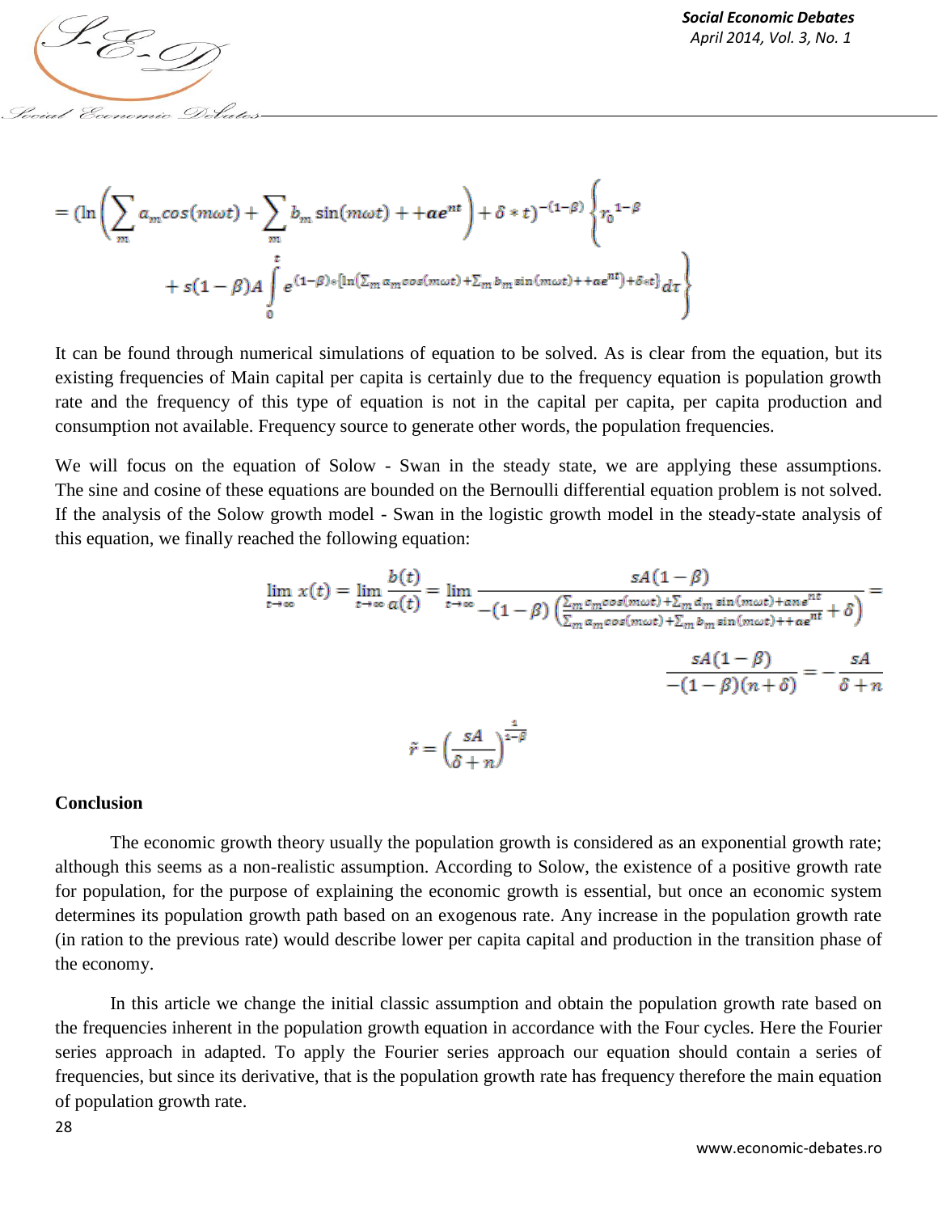$$= (\ln\left(\sum_m a_m cos(m\omega t) + \sum_m b_m \sin(m\omega t) + +ae^{nt}\right) + \delta * t)^{-(1-\beta)} \left\{ r_0{}^{1-\beta} + s(1-\beta)A \int_0^t e^{(1-\beta)*[\ln(\sum_m a_m cos(m\omega t) + \sum_m b_m \sin(m\omega t) + +ae^{nt}) + \delta * t]} d\tau \right\}$$

It can be found through numerical simulations of equation to be solved. As is clear from the equation, but its existing frequencies of Main capital per capita is certainly due to the frequency equation is population growth rate and the frequency of this type of equation is not in the capital per capita, per capita production and consumption not available. Frequency source to generate other words, the population frequencies.

We will focus on the equation of Solow - Swan in the steady state, we are applying these assumptions. The sine and cosine of these equations are bounded on the Bernoulli differential equation problem is not solved. If the analysis of the Solow growth model - Swan in the logistic growth model in the steady-state analysis of this equation, we finally reached the following equation:

$$\lim_{t\to\infty} x(t) = \lim_{t\to\infty} \frac{b(t)}{a(t)} = \lim_{t\to\infty} \frac{sA(1-\beta)}{-(1-\beta)\left(\frac{\sum_m c_m cos(m\omega t) + \sum_m d_m \sin(m\omega t) + ane^{nt}}{\sum_m a_m cos(m\omega t) + \sum_m b_m \sin(m\omega t) + +ae^{nt}} + \delta\right)} =$$

$$\frac{sA(1-\beta)}{-(1-\beta)(n+\delta)} = -\frac{sA}{\delta + n}$$

$$\tilde{r} = \left(\frac{sA}{\delta + n}\right)^{\frac{1}{1-\beta}}$$

## Conclusion

The economic growth theory usually the population growth is considered as an exponential growth rate; although this seems as a non-realistic assumption. According to Solow, the existence of a positive growth rate for population, for the purpose of explaining the economic growth is essential, but once an economic system determines its population growth path based on an exogenous rate. Any increase in the population growth rate (in ration to the previous rate) would describe lower per capita capital and production in the transition phase of the economy.

In this article we change the initial classic assumption and obtain the population growth rate based on the frequencies inherent in the population growth equation in accordance with the Four cycles. Here the Fourier series approach in adapted. To apply the Fourier series approach our equation should contain a series of frequencies, but since its derivative, that is the population growth rate has frequency therefore the main equation of population growth rate.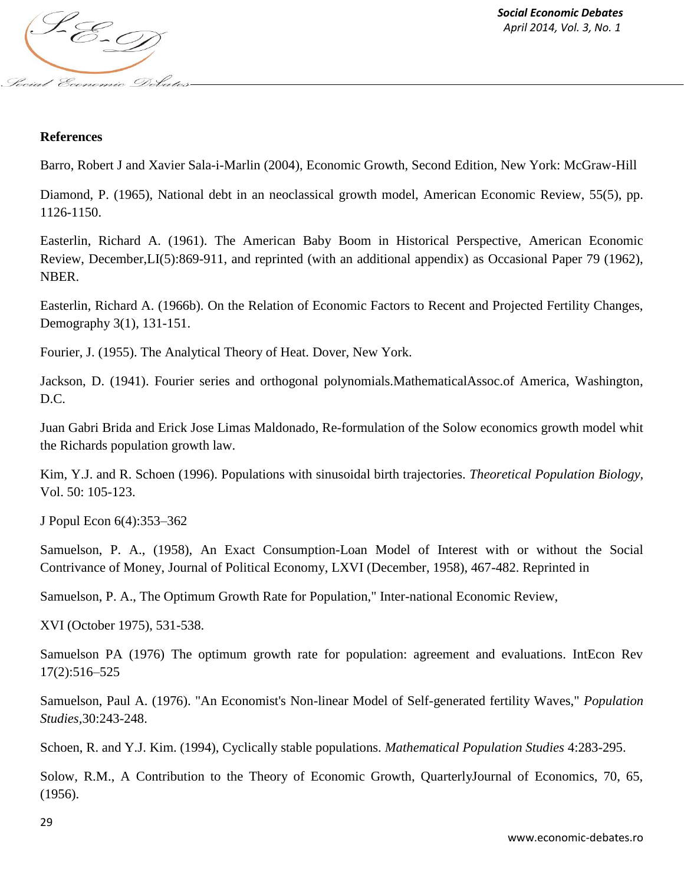**References**

Barro, Robert J and Xavier Sala-i-Marlin (2004), Economic Growth, Second Edition, New York: McGraw-Hill

Diamond, P. (1965), National debt in an neoclassical growth model, American Economic Review, 55(5), pp. 1126-1150.

Easterlin, Richard A. (1961). The American Baby Boom in Historical Perspective, American Economic Review, December,LI(5):869-911, and reprinted (with an additional appendix) as Occasional Paper 79 (1962), NBER.

Easterlin, Richard A. (1966b). On the Relation of Economic Factors to Recent and Projected Fertility Changes, Demography 3(1), 131-151.

Fourier, J. (1955). The Analytical Theory of Heat. Dover, New York.

Jackson, D. (1941). Fourier series and orthogonal polynomials.MathematicalAssoc.of America, Washington, D.C.

Juan Gabri Brida and Erick Jose Limas Maldonado, Re-formulation of the Solow economics growth model whit the Richards population growth law.

Kim, Y.J. and R. Schoen (1996). Populations with sinusoidal birth trajectories. *Theoretical Population Biology*, Vol. 50: 105-123.

J Popul Econ 6(4):353–362

Samuelson, P. A., (1958), An Exact Consumption-Loan Model of Interest with or without the Social Contrivance of Money, Journal of Political Economy, LXVI (December, 1958), 467-482. Reprinted in

Samuelson, P. A., The Optimum Growth Rate for Population," Inter-national Economic Review,

XVI (October 1975), 531-538.

Samuelson PA (1976) The optimum growth rate for population: agreement and evaluations. IntEcon Rev 17(2):516–525

Samuelson, Paul A. (1976). "An Economist's Non-linear Model of Self-generated fertility Waves," *Population Studies*,30:243-248.

Schoen, R. and Y.J. Kim. (1994), Cyclically stable populations. *Mathematical Population Studies* 4:283-295.

Solow, R.M., A Contribution to the Theory of Economic Growth, QuarterlyJournal of Economics, 70, 65, (1956).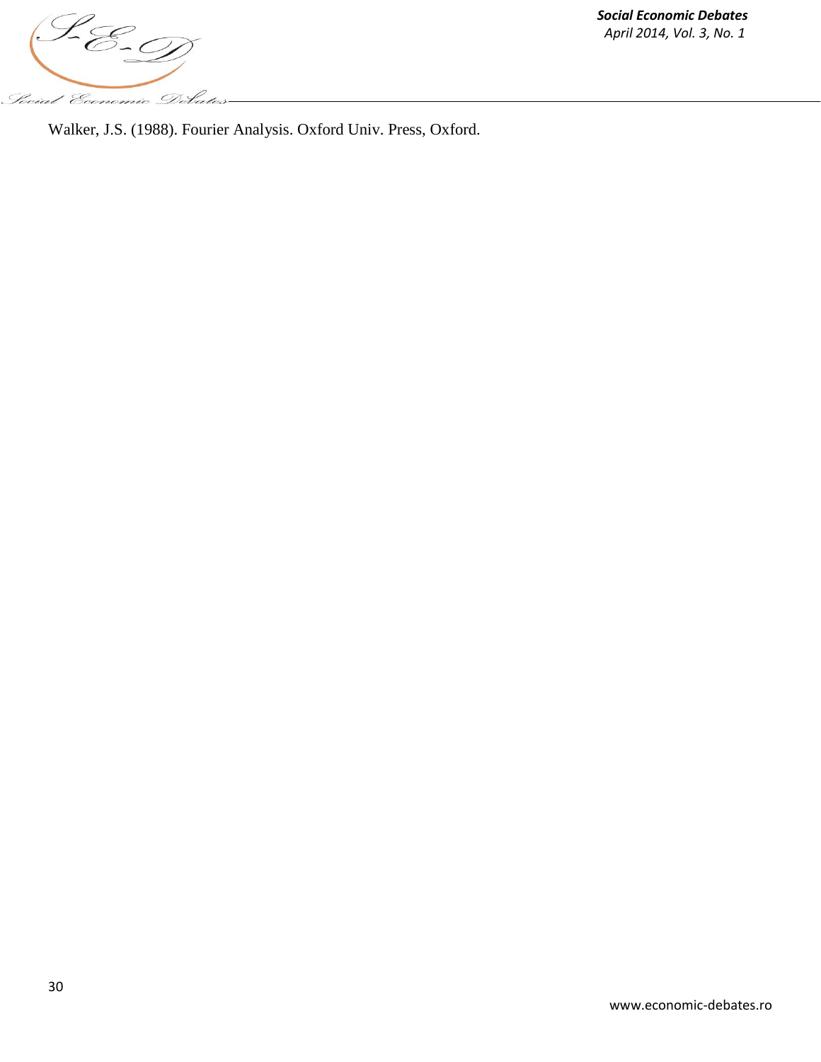Walker, J.S. (1988). Fourier Analysis. Oxford Univ. Press, Oxford.